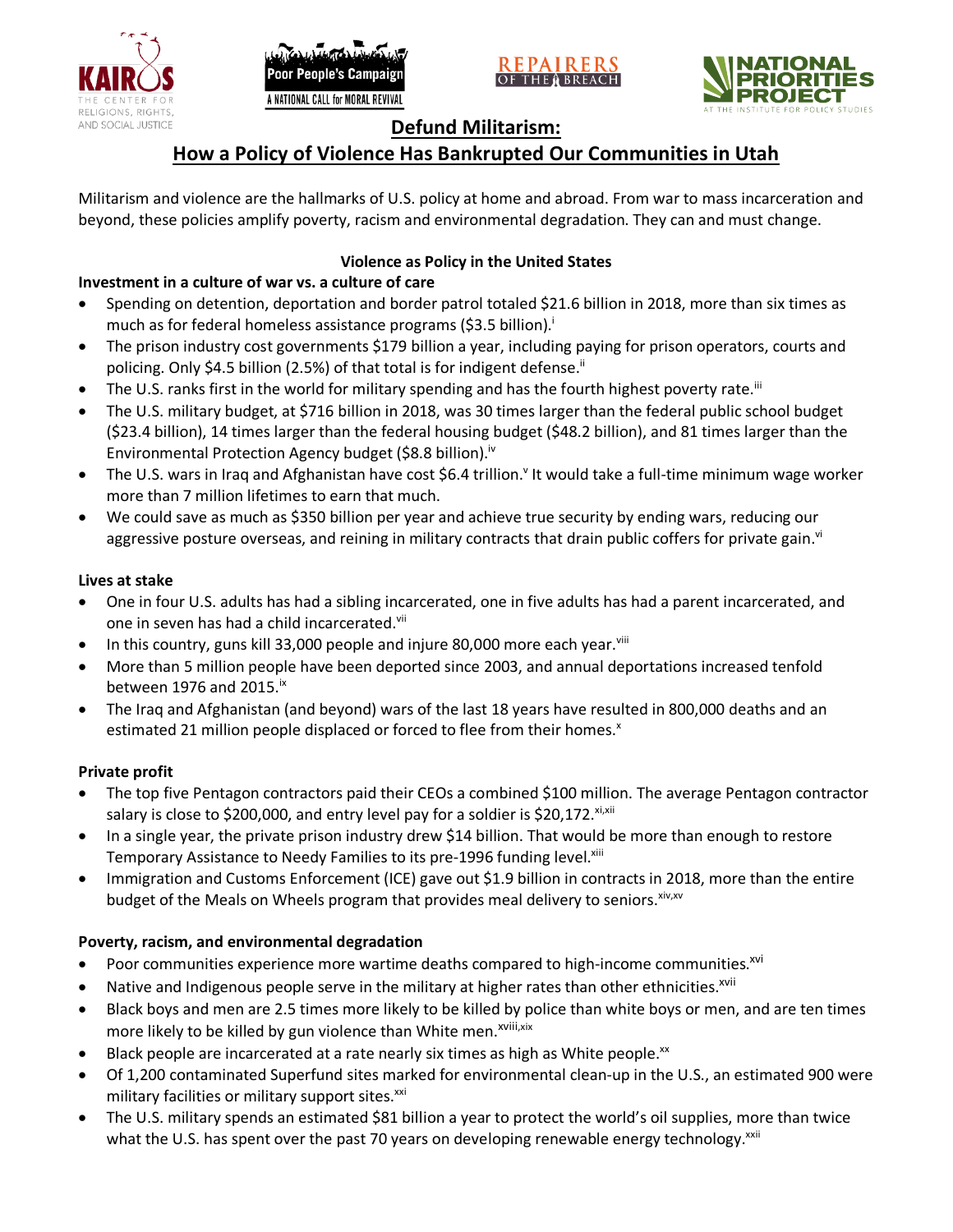# Defund Militarism:

## How a Policy of Violence Has Bankrupted Our Communities in Utah

Militarism and violence are the hallmarks of U.S. policy at home and abroad. From war to mass incarceration and beyond, these policies amplify poverty, racism and environmental degradation. They can and must change.

### Violence as Policy in the United States

**Investment in a culture of war vs. a culture of care**

- Spending on detention, deportation and border patrol totaled $21.6 billion in 2018, more than six times as much as for federal homeless assistance programs ($3.5 billion).[i]
- The prison industry cost governments $179 billion a year, including paying for prison operators, courts and policing. Only $4.5 billion (2.5%) of that total is for indigent defense.[ii]
- The U.S. ranks first in the world for military spending and has the fourth highest poverty rate.[iii]
- The U.S. military budget, at $716 billion in 2018, was 30 times larger than the federal public school budget ($23.4 billion), 14 times larger than the federal housing budget ($48.2 billion), and 81 times larger than the Environmental Protection Agency budget ($8.8 billion).[iv]
- The U.S. wars in Iraq and Afghanistan have cost $6.4 trillion.[v] It would take a full-time minimum wage worker more than 7 million lifetimes to earn that much.
- We could save as much as $350 billion per year and achieve true security by ending wars, reducing our aggressive posture overseas, and reining in military contracts that drain public coffers for private gain.[vi]

**Lives at stake**

- One in four U.S. adults has had a sibling incarcerated, one in five adults has had a parent incarcerated, and one in seven has had a child incarcerated.[vii]
- In this country, guns kill 33,000 people and injure 80,000 more each year.[viii]
- More than 5 million people have been deported since 2003, and annual deportations increased tenfold between 1976 and 2015.[ix]
- The Iraq and Afghanistan (and beyond) wars of the last 18 years have resulted in 800,000 deaths and an estimated 21 million people displaced or forced to flee from their homes.[x]

**Private profit**

- The top five Pentagon contractors paid their CEOs a combined $100 million. The average Pentagon contractor salary is close to $200,000, and entry level pay for a soldier is $20,172.[xi,xii]
- In a single year, the private prison industry drew $14 billion. That would be more than enough to restore Temporary Assistance to Needy Families to its pre-1996 funding level.[xiii]
- Immigration and Customs Enforcement (ICE) gave out $1.9 billion in contracts in 2018, more than the entire budget of the Meals on Wheels program that provides meal delivery to seniors.[xiv,xv]

**Poverty, racism, and environmental degradation**

- Poor communities experience more wartime deaths compared to high-income communities.[xvi]
- Native and Indigenous people serve in the military at higher rates than other ethnicities.[xvii]
- Black boys and men are 2.5 times more likely to be killed by police than white boys or men, and are ten times more likely to be killed by gun violence than White men.[xviii,xix]
- Black people are incarcerated at a rate nearly six times as high as White people.[xx]
- Of 1,200 contaminated Superfund sites marked for environmental clean-up in the U.S., an estimated 900 were military facilities or military support sites.[xxi]
- The U.S. military spends an estimated $81 billion a year to protect the world's oil supplies, more than twice what the U.S. has spent over the past 70 years on developing renewable energy technology.[xxii]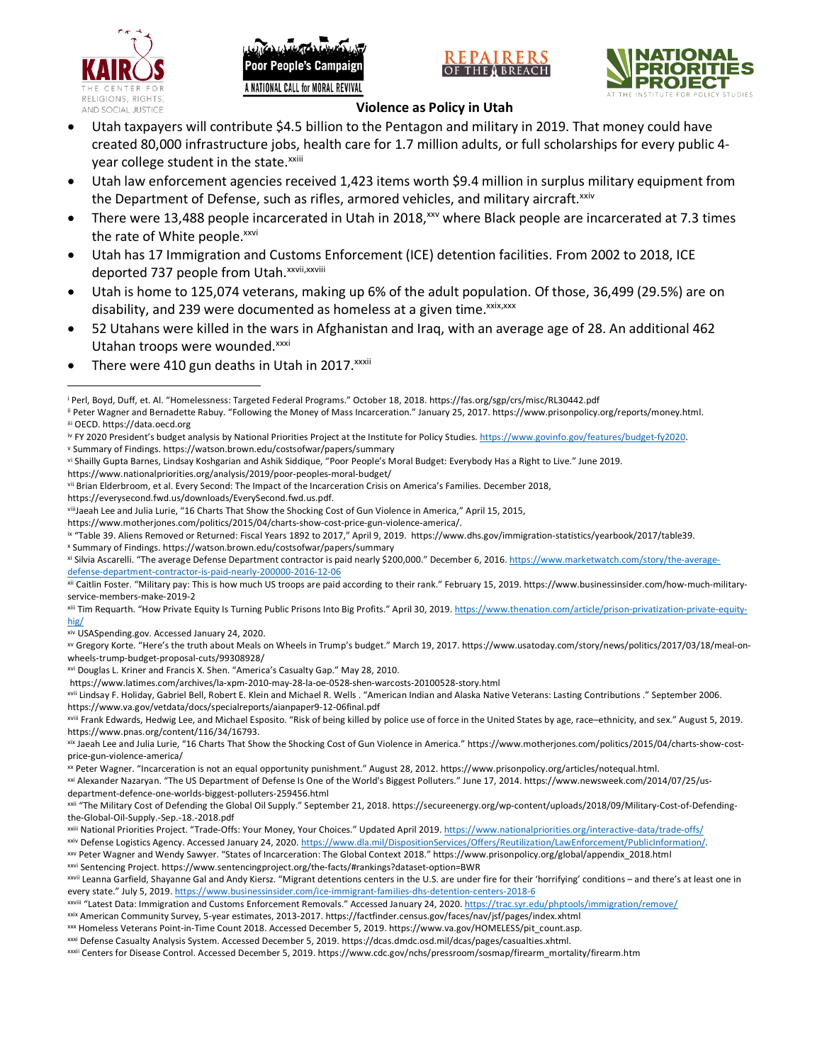## Violence as Policy in Utah

- Utah taxpayers will contribute $4.5 billion to the Pentagon and military in 2019. That money could have created 80,000 infrastructure jobs, health care for 1.7 million adults, or full scholarships for every public 4-year college student in the state.[xxiii]
- Utah law enforcement agencies received 1,423 items worth $9.4 million in surplus military equipment from the Department of Defense, such as rifles, armored vehicles, and military aircraft.[xxiv]
- There were 13,488 people incarcerated in Utah in 2018,[xxv] where Black people are incarcerated at 7.3 times the rate of White people.[xxvi]
- Utah has 17 Immigration and Customs Enforcement (ICE) detention facilities. From 2002 to 2018, ICE deported 737 people from Utah.[xxvii,xxviii]
- Utah is home to 125,074 veterans, making up 6% of the adult population. Of those, 36,499 (29.5%) are on disability, and 239 were documented as homeless at a given time.[xxix,xxx]
- 52 Utahans were killed in the wars in Afghanistan and Iraq, with an average age of 28. An additional 462 Utahan troops were wounded.[xxxi]
- There were 410 gun deaths in Utah in 2017.[xxxii]

---

[i] Perl, Boyd, Duff, et. Al. "Homelessness: Targeted Federal Programs." October 18, 2018. https://fas.org/sgp/crs/misc/RL30442.pdf

[ii] Peter Wagner and Bernadette Rabuy. "Following the Money of Mass Incarceration." January 25, 2017. https://www.prisonpolicy.org/reports/money.html.

[iii] OECD. https://data.oecd.org

[iv] FY 2020 President's budget analysis by National Priorities Project at the Institute for Policy Studies. https://www.govinfo.gov/features/budget-fy2020.

[v] Summary of Findings. https://watson.brown.edu/costsofwar/papers/summary

[vi] Shailly Gupta Barnes, Lindsay Koshgarian and Ashik Siddique, "Poor People's Moral Budget: Everybody Has a Right to Live." June 2019. https://www.nationalpriorities.org/analysis/2019/poor-peoples-moral-budget/

[vii] Brian Elderbroom, et al. Every Second: The Impact of the Incarceration Crisis on America's Families. December 2018, https://everysecond.fwd.us/downloads/EverySecond.fwd.us.pdf.

[viii] Jaeah Lee and Julia Lurie, "16 Charts That Show the Shocking Cost of Gun Violence in America," April 15, 2015, https://www.motherjones.com/politics/2015/04/charts-show-cost-price-gun-violence-america/.

[ix] "Table 39. Aliens Removed or Returned: Fiscal Years 1892 to 2017," April 9, 2019. https://www.dhs.gov/immigration-statistics/yearbook/2017/table39.

[x] Summary of Findings. https://watson.brown.edu/costsofwar/papers/summary

[xi] Silvia Ascarelli. "The average Defense Department contractor is paid nearly $200,000." December 6, 2016. https://www.marketwatch.com/story/the-average-defense-department-contractor-is-paid-nearly-200000-2016-12-06

[xii] Caitlin Foster. "Military pay: This is how much US troops are paid according to their rank." February 15, 2019. https://www.businessinsider.com/how-much-military-service-members-make-2019-2

[xiii] Tim Requarth. "How Private Equity Is Turning Public Prisons Into Big Profits." April 30, 2019. https://www.thenation.com/article/prison-privatization-private-equity-hig/

[xiv] USASpending.gov. Accessed January 24, 2020.

[xv] Gregory Korte. "Here's the truth about Meals on Wheels in Trump's budget." March 19, 2017. https://www.usatoday.com/story/news/politics/2017/03/18/meal-on-wheels-trump-budget-proposal-cuts/99308928/

[xvi] Douglas L. Kriner and Francis X. Shen. "America's Casualty Gap." May 28, 2010. https://www.latimes.com/archives/la-xpm-2010-may-28-la-oe-0528-shen-warcosts-20100528-story.html

[xvii] Lindsay F. Holiday, Gabriel Bell, Robert E. Klein and Michael R. Wells . "American Indian and Alaska Native Veterans: Lasting Contributions ." September 2006. https://www.va.gov/vetdata/docs/specialreports/aianpaper9-12-06final.pdf

[xviii] Frank Edwards, Hedwig Lee, and Michael Esposito. "Risk of being killed by police use of force in the United States by age, race–ethnicity, and sex." August 5, 2019. https://www.pnas.org/content/116/34/16793.

[xix] Jaeah Lee and Julia Lurie, "16 Charts That Show the Shocking Cost of Gun Violence in America." https://www.motherjones.com/politics/2015/04/charts-show-cost-price-gun-violence-america/

[xx] Peter Wagner. "Incarceration is not an equal opportunity punishment." August 28, 2012. https://www.prisonpolicy.org/articles/notequal.html.

[xxi] Alexander Nazaryan. "The US Department of Defense Is One of the World's Biggest Polluters." June 17, 2014. https://www.newsweek.com/2014/07/25/us-department-defence-one-worlds-biggest-polluters-259456.html

[xxii] "The Military Cost of Defending the Global Oil Supply." September 21, 2018. https://secureenergy.org/wp-content/uploads/2018/09/Military-Cost-of-Defending-the-Global-Oil-Supply.-Sep.-18.-2018.pdf

[xxiii] National Priorities Project. "Trade-Offs: Your Money, Your Choices." Updated April 2019. https://www.nationalpriorities.org/interactive-data/trade-offs/

[xxiv] Defense Logistics Agency. Accessed January 24, 2020. https://www.dla.mil/DispositionServices/Offers/Reutilization/LawEnforcement/PublicInformation/.

[xxv] Peter Wagner and Wendy Sawyer. "States of Incarceration: The Global Context 2018." https://www.prisonpolicy.org/global/appendix_2018.html

[xxvi] Sentencing Project. https://www.sentencingproject.org/the-facts/#rankings?dataset-option=BWR

[xxvii] Leanna Garfield, Shayanne Gal and Andy Kiersz. "Migrant detentions centers in the U.S. are under fire for their 'horrifying' conditions – and there's at least one in every state." July 5, 2019. https://www.businessinsider.com/ice-immigrant-families-dhs-detention-centers-2018-6

[xxviii] "Latest Data: Immigration and Customs Enforcement Removals." Accessed January 24, 2020. https://trac.syr.edu/phptools/immigration/remove/

[xxix] American Community Survey, 5-year estimates, 2013-2017. https://factfinder.census.gov/faces/nav/jsf/pages/index.xhtml

[xxx] Homeless Veterans Point-in-Time Count 2018. Accessed December 5, 2019. https://www.va.gov/HOMELESS/pit_count.asp.

[xxxi] Defense Casualty Analysis System. Accessed December 5, 2019. https://dcas.dmdc.osd.mil/dcas/pages/casualties.xhtml.

[xxxii] Centers for Disease Control. Accessed December 5, 2019. https://www.cdc.gov/nchs/pressroom/sosmap/firearm_mortality/firearm.htm